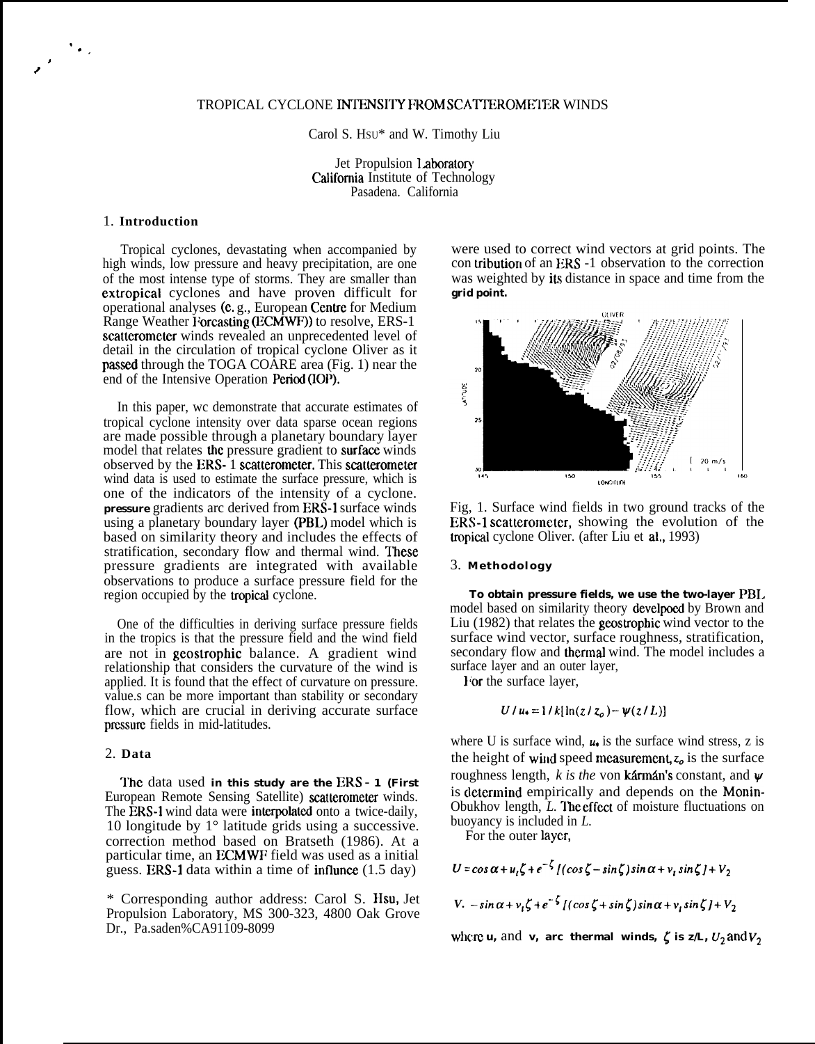# TROPICAL CYCLONE INTENSITY FROM SCATTEROMETER WINDS

Carol S. HSU* and W. Timothy Liu

Jet Propulsion Laboratory
California Institute of Technology
Pasadena. California

## 1. Introduction

Tropical cyclones, devastating when accompanied by high winds, low pressure and heavy precipitation, are one of the most intense type of storms. They are smaller than extropical cyclones and have proven difficult for operational analyses (e. g., European Centre for Medium Range Weather Forcasting (ECMWF)) to resolve, ERS-1 scatterometer winds revealed an unprecedented level of detail in the circulation of tropical cyclone Oliver as it passed through the TOGA COARE area (Fig. 1) near the end of the Intensive Operation Period (IOP).

In this paper, wc demonstrate that accurate estimates of tropical cyclone intensity over data sparse ocean regions are made possible through a planetary boundary layer model that relates the pressure gradient to surface winds observed by the ERS- 1 scatterometer. This scatterometer wind data is used to estimate the surface pressure, which is one of the indicators of the intensity of a cyclone. pressure gradients arc derived from ERS-1 surface winds using a planetary boundary layer (PBL) model which is based on similarity theory and includes the effects of stratification, secondary flow and thermal wind. These pressure gradients are integrated with available observations to produce a surface pressure field for the region occupied by the tropical cyclone.

One of the difficulties in deriving surface pressure fields in the tropics is that the pressure field and the wind field are not in geostrophic balance. A gradient wind relationship that considers the curvature of the wind is applied. It is found that the effect of curvature on pressure. value.s can be more important than stability or secondary flow, which are crucial in deriving accurate surface pressure fields in mid-latitudes.

## 2. Data

The data used in this study are the ERS - 1 (First European Remote Sensing Satellite) scatterometer winds. The ERS-1 wind data were interpolated onto a twice-daily, 10 longitude by 1° latitude grids using a successive. correction method based on Bratseth (1986). At a particular time, an ECMWF field was used as a initial guess. ERS-1 data within a time of influnce (1.5 day) were used to correct wind vectors at grid points. The con tribution of an ERS -1 observation to the correction was weighted by its distance in space and time from the grid point.

Fig, 1. Surface wind fields in two ground tracks of the ERS-1 scatterometer, showing the evolution of the tropical cyclone Oliver. (after Liu et al., 1993)

## 3. Methodology

To obtain pressure fields, we use the two-layer PBL model based on similarity theory develpoed by Brown and Liu (1982) that relates the geostrophic wind vector to the surface wind vector, surface roughness, stratification, secondary flow and thermal wind. The model includes a surface layer and an outer layer,

For the surface layer,

$$U / u_* = 1 / k[\ln(z / z_o) - \psi(z / L)]$$

where U is surface wind, $u_*$ is the surface wind stress, z is the height of wind speed measurement, $z_o$ is the surface roughness length, $k$ is the von kármán's constant, and $\psi$ is determind empirically and depends on the Monin-Obukhov length, $L$. The effect of moisture fluctuations on buoyancy is included in $L$.

For the outer layer,

$$U = \cos\alpha + u_t\zeta + e^{-\zeta}[(\cos\zeta - \sin\zeta)\sin\alpha + v_t\sin\zeta] + V_2$$

$$V. -\sin\alpha + v_t\zeta + e^{-\zeta}[(\cos\zeta + \sin\zeta)\sin\alpha + v_t\sin\zeta] + V_2$$

where u, and v, arc thermal winds, $\zeta$ is z/L, $U_2$ and $V_2$

\* Corresponding author address: Carol S. Hsu, Jet Propulsion Laboratory, MS 300-323, 4800 Oak Grove Dr., Pa.saden%CA91109-8099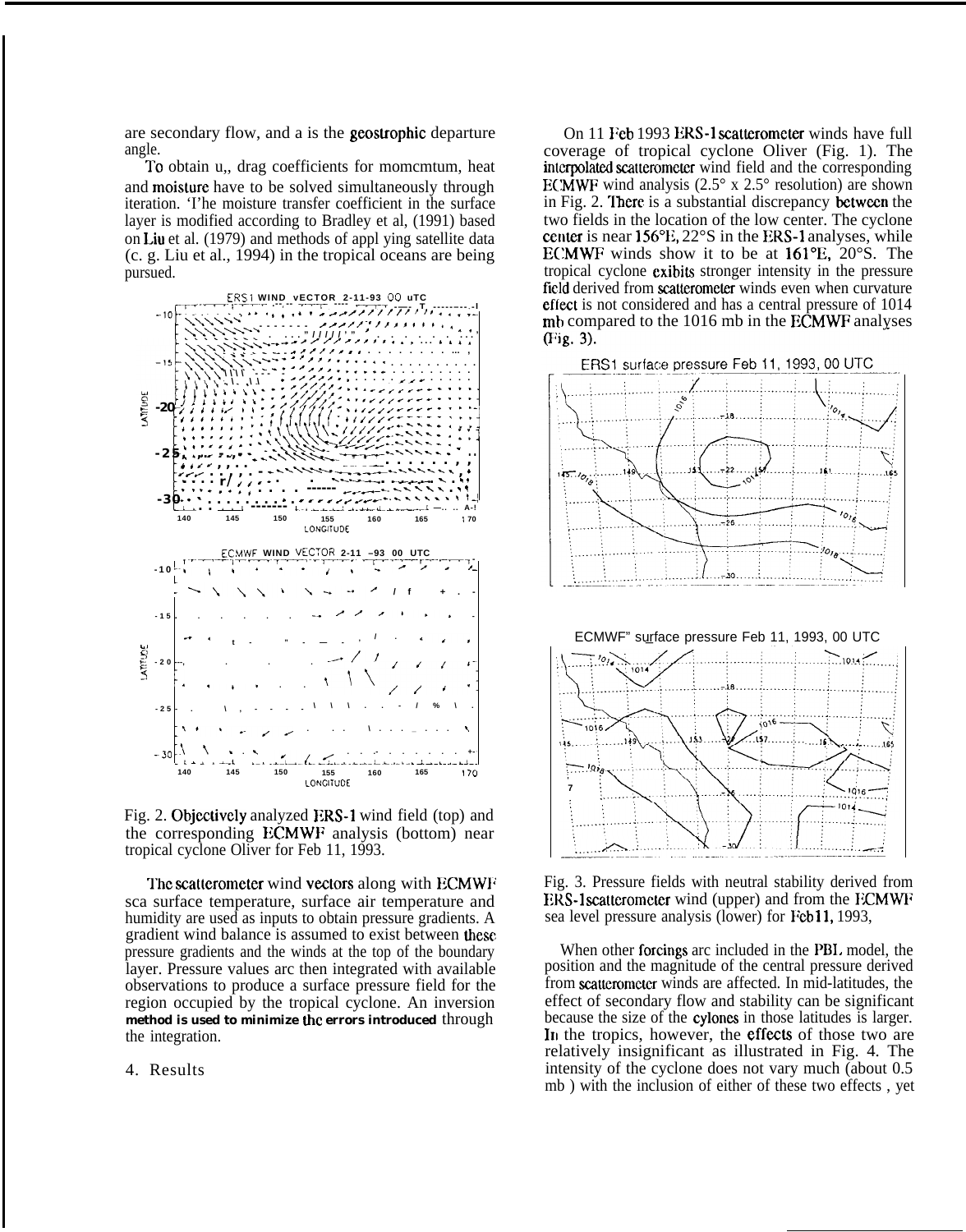are secondary flow, and a is the geostrophic departure angle.

To obtain $u_*$, drag coefficients for momentum, heat and moisture have to be solved simultaneously through iteration. The moisture transfer coefficient in the surface layer is modified according to Bradley et al, (1991) based on Liu et al. (1979) and methods of applying satellite data (c. g. Liu et al., 1994) in the tropical oceans are being pursued.

Fig. 2. Objectively analyzed ERS-1 wind field (top) and the corresponding ECMWF analysis (bottom) near tropical cyclone Oliver for Feb 11, 1993.

The scatterometer wind vectors along with ECMWF sea surface temperature, surface air temperature and humidity are used as inputs to obtain pressure gradients. A gradient wind balance is assumed to exist between these pressure gradients and the winds at the top of the boundary layer. Pressure values are then integrated with available observations to produce a surface pressure field for the region occupied by the tropical cyclone. An inversion method is used to minimize the errors introduced through the integration.

## 4. Results

On 11 Feb 1993 ERS-1 scatterometer winds have full coverage of tropical cyclone Oliver (Fig. 1). The interpolated scatterometer wind field and the corresponding ECMWF wind analysis (2.5° x 2.5° resolution) are shown in Fig. 2. There is a substantial discrepancy between the two fields in the location of the low center. The cyclone center is near 156°E, 22°S in the ERS-1 analyses, while ECMWF winds show it to be at 161°E, 20°S. The tropical cyclone exibits stronger intensity in the pressure field derived from scatterometer winds even when curvature effect is not considered and has a central pressure of 1014 mb compared to the 1016 mb in the ECMWF analyses (Fig. 3).

Fig. 3. Pressure fields with neutral stability derived from ERS-1 scatterometer wind (upper) and from the ECMWF sea level pressure analysis (lower) for Feb 11, 1993,

When other forcings are included in the PBL model, the position and the magnitude of the central pressure derived from scatterometer winds are affected. In mid-latitudes, the effect of secondary flow and stability can be significant because the size of the cylones in those latitudes is larger. In the tropics, however, the effects of those two are relatively insignificant as illustrated in Fig. 4. The intensity of the cyclone does not vary much (about 0.5 mb ) with the inclusion of either of these two effects , yet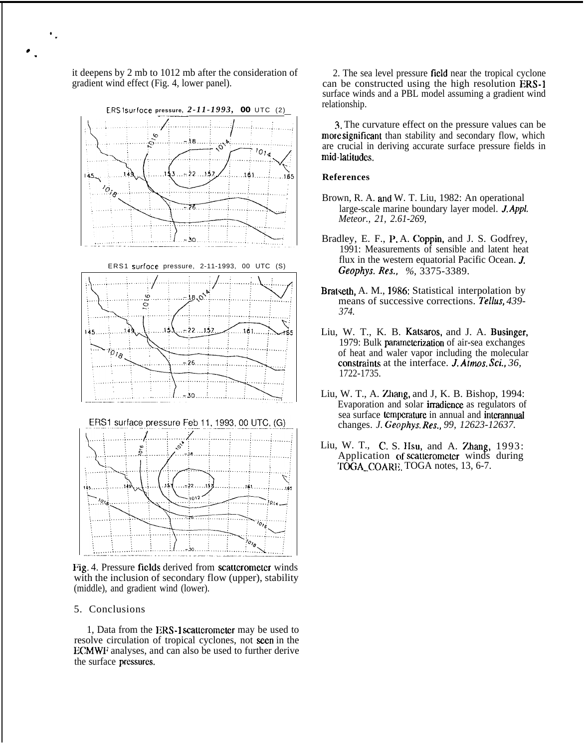it deepens by 2 mb to 1012 mb after the consideration of gradient wind effect (Fig. 4, lower panel).

ERS1 surface pressure, 2-11-1993, 00 UTC (2)

1016
18
1014
1014
145
149
153
22
157
161
165
1018
26
30

ERS1 surface pressure, 2-11-1993, 00 UTC (S)

1016
18
1014
145
149
153
22
157
161
165
1018
26
30

ERS1 surface pressure Feb 11, 1993, 00 UTC, (G)

1016
1014
18
145
149
153
22
157
161
165
1012
1018
1014
26
1016
1018
30

Fig. 4. Pressure fields derived from scatterometer winds with the inclusion of secondary flow (upper), stability (middle), and gradient wind (lower).

## 5. Conclusions

1, Data from the ERS-1 scatterometer may be used to resolve circulation of tropical cyclones, not seen in the ECMWF analyses, and can also be used to further derive the surface pressures.

2. The sea level pressure field near the tropical cyclone can be constructed using the high resolution ERS-1 surface winds and a PBL model assuming a gradient wind relationship.

3. The curvature effect on the pressure values can be more significant than stability and secondary flow, which are crucial in deriving accurate surface pressure fields in mid-latitudes.

## References

Brown, R. A. and W. T. Liu, 1982: An operational large-scale marine boundary layer model. *J. Appl. Meteor., 21, 2.61-269,*

Bradley, E. F., P. A. Coppin, and J. S. Godfrey, 1991: Measurements of sensible and latent heat flux in the western equatorial Pacific Ocean. *J. Geophys. Res., %,* 3375-3389.

Bratseth, A. M., 1986: Statistical interpolation by means of successive corrections. *Tellus, 439-374.*

Liu, W. T., K. B. Katsaros, and J. A. Businger, 1979: Bulk parameterization of air-sea exchanges of heat and waler vapor including the molecular constraints at the interface. *J. Atmos. Sci., 36,* 1722-1735.

Liu, W. T., A. Zhang, and J, K. B. Bishop, 1994: Evaporation and solar irradience as regulators of sea surface temperature in annual and interannual changes. *J. Geophys. Res., 99, 12623-12637.*

Liu, W. T., C. S. Hsu, and A. Zhang, 1993: Application of scatterometer winds during TOGA_COARE. TOGA notes, 13, 6-7.